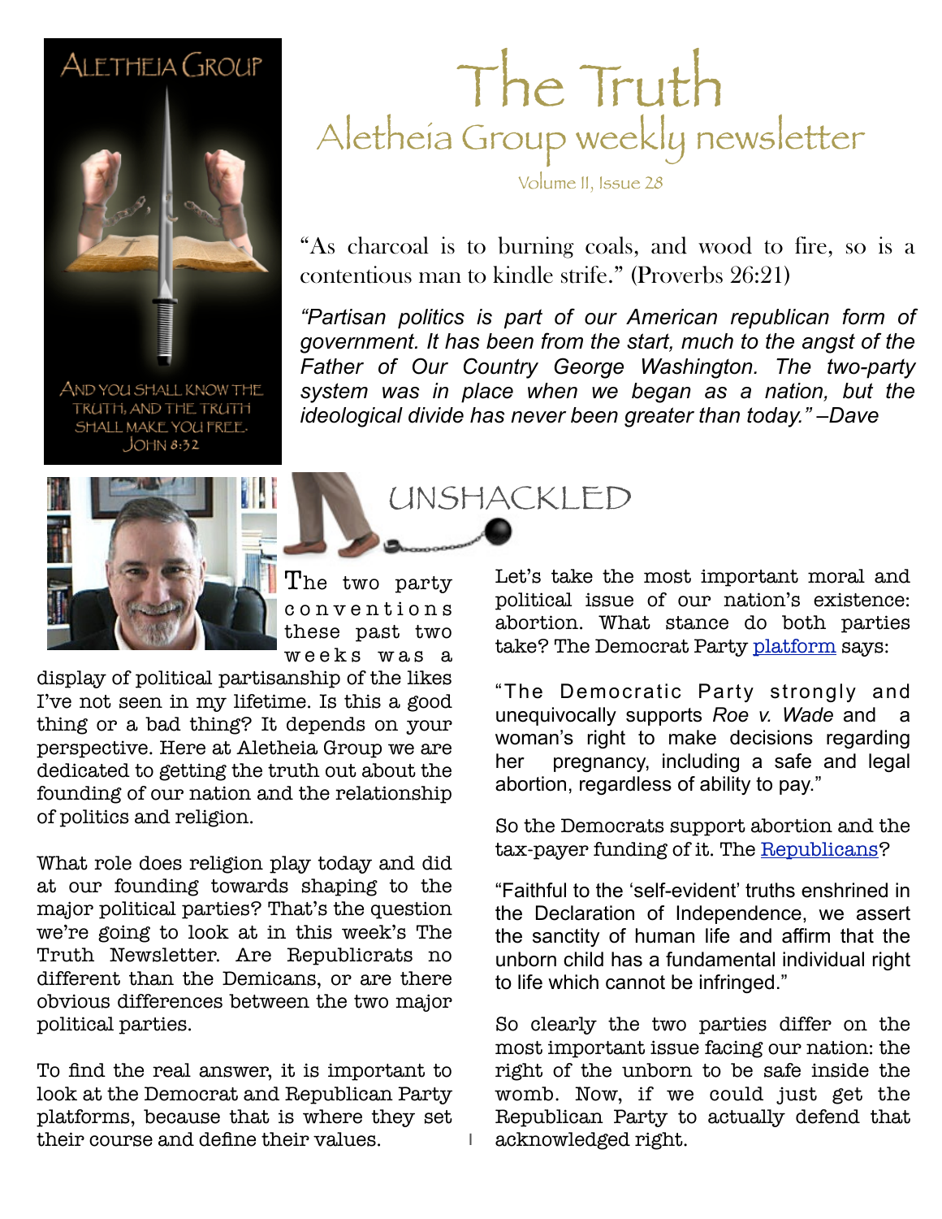ALETHEIA GROUP

AND YOU SHALL KNOW THE TRUTH, AND THE TRUTH SHALL MAKE YOU FREE. JOHN 8:32

# The Truth

## Aletheia Group weekly newsletter

Volume II, Issue 28

"As charcoal is to burning coals, and wood to fire, so is a contentious man to kindle strife." (Proverbs 26:21)

*"Partisan politics is part of our American republican form of government. It has been from the start, much to the angst of the Father of Our Country George Washington. The two-party system was in place when we began as a nation, but the ideological divide has never been greater than today." –Dave*

## UNSHACKLED

The two party conventions these past two weeks was a display of political partisanship of the likes I've not seen in my lifetime. Is this a good thing or a bad thing? It depends on your perspective. Here at Aletheia Group we are dedicated to getting the truth out about the founding of our nation and the relationship of politics and religion.

What role does religion play today and did at our founding towards shaping to the major political parties? That's the question we're going to look at in this week's The Truth Newsletter. Are Republicrats no different than the Demicans, or are there obvious differences between the two major political parties.

To find the real answer, it is important to look at the Democrat and Republican Party platforms, because that is where they set their course and define their values.

Let's take the most important moral and political issue of our nation's existence: abortion. What stance do both parties take? The Democrat Party platform says:

"The Democratic Party strongly and unequivocally supports *Roe v. Wade* and a woman's right to make decisions regarding her pregnancy, including a safe and legal abortion, regardless of ability to pay."

So the Democrats support abortion and the tax-payer funding of it. The Republicans?

"Faithful to the 'self-evident' truths enshrined in the Declaration of Independence, we assert the sanctity of human life and affirm that the unborn child has a fundamental individual right to life which cannot be infringed."

So clearly the two parties differ on the most important issue facing our nation: the right of the unborn to be safe inside the womb. Now, if we could just get the Republican Party to actually defend that acknowledged right.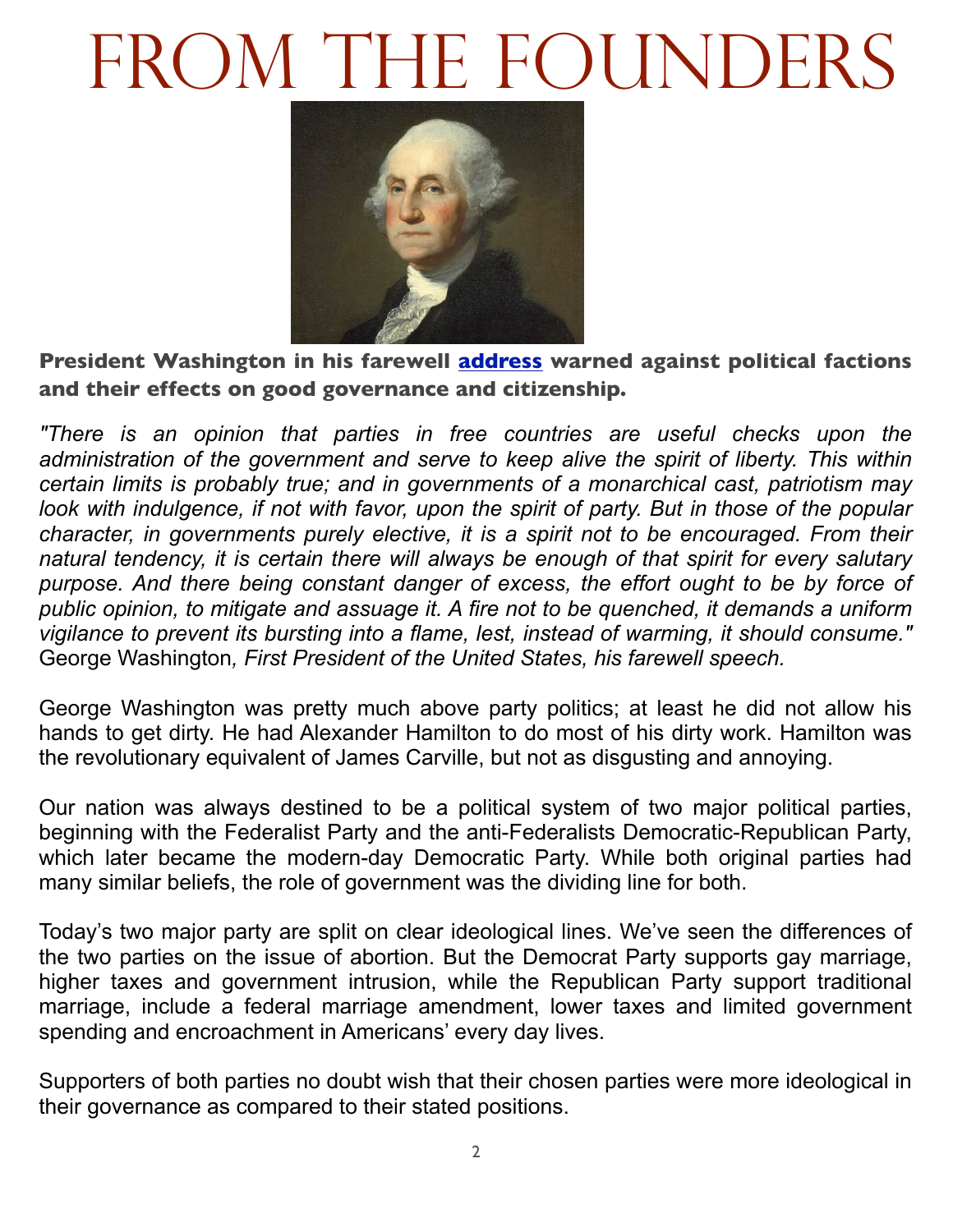# From the Founders

**President Washington in his farewell address warned against political factions and their effects on good governance and citizenship.**

*"There is an opinion that parties in free countries are useful checks upon the administration of the government and serve to keep alive the spirit of liberty. This within certain limits is probably true; and in governments of a monarchical cast, patriotism may look with indulgence, if not with favor, upon the spirit of party. But in those of the popular character, in governments purely elective, it is a spirit not to be encouraged. From their natural tendency, it is certain there will always be enough of that spirit for every salutary purpose. And there being constant danger of excess, the effort ought to be by force of public opinion, to mitigate and assuage it. A fire not to be quenched, it demands a uniform vigilance to prevent its bursting into a flame, lest, instead of warming, it should consume."* George Washington*, First President of the United States, his farewell speech.*

George Washington was pretty much above party politics; at least he did not allow his hands to get dirty. He had Alexander Hamilton to do most of his dirty work. Hamilton was the revolutionary equivalent of James Carville, but not as disgusting and annoying.

Our nation was always destined to be a political system of two major political parties, beginning with the Federalist Party and the anti-Federalists Democratic-Republican Party, which later became the modern-day Democratic Party. While both original parties had many similar beliefs, the role of government was the dividing line for both.

Today's two major party are split on clear ideological lines. We've seen the differences of the two parties on the issue of abortion. But the Democrat Party supports gay marriage, higher taxes and government intrusion, while the Republican Party support traditional marriage, include a federal marriage amendment, lower taxes and limited government spending and encroachment in Americans' every day lives.

Supporters of both parties no doubt wish that their chosen parties were more ideological in their governance as compared to their stated positions.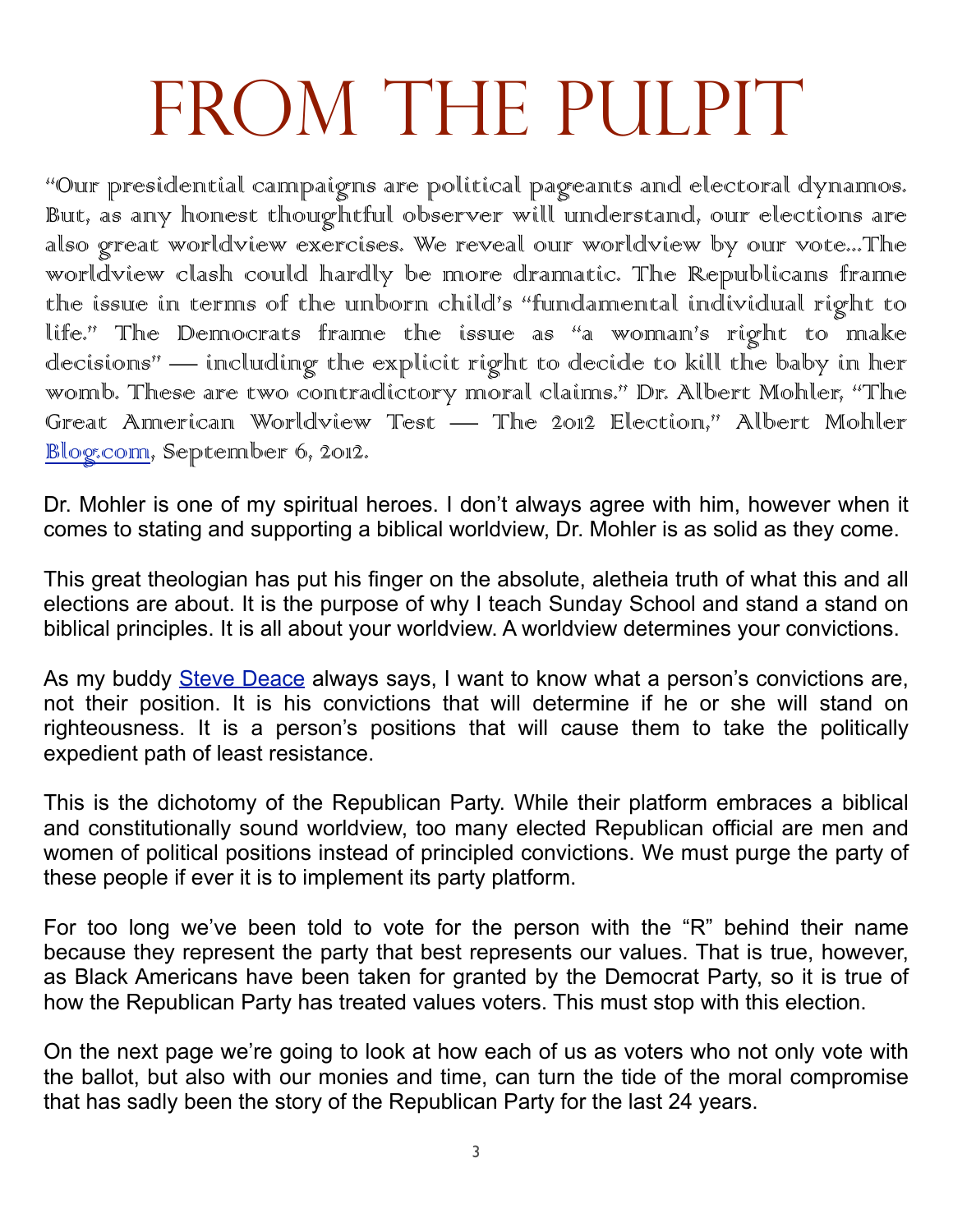# FROM THE PULPIT

"Our presidential campaigns are political pageants and electoral dynamos. But, as any honest thoughtful observer will understand, our elections are also great worldview exercises. We reveal our worldview by our vote...The worldview clash could hardly be more dramatic. The Republicans frame the issue in terms of the unborn child's "fundamental individual right to life." The Democrats frame the issue as "a woman's right to make decisions" — including the explicit right to decide to kill the baby in her womb. These are two contradictory moral claims." Dr. Albert Mohler, "The Great American Worldview Test — The 2012 Election," Albert Mohler [Blog.com](Blog.com), September 6, 2012.

Dr. Mohler is one of my spiritual heroes. I don't always agree with him, however when it comes to stating and supporting a biblical worldview, Dr. Mohler is as solid as they come.

This great theologian has put his finger on the absolute, aletheia truth of what this and all elections are about. It is the purpose of why I teach Sunday School and stand a stand on biblical principles. It is all about your worldview. A worldview determines your convictions.

As my buddy [Steve Deace] always says, I want to know what a person's convictions are, not their position. It is his convictions that will determine if he or she will stand on righteousness. It is a person's positions that will cause them to take the politically expedient path of least resistance.

This is the dichotomy of the Republican Party. While their platform embraces a biblical and constitutionally sound worldview, too many elected Republican official are men and women of political positions instead of principled convictions. We must purge the party of these people if ever it is to implement its party platform.

For too long we've been told to vote for the person with the "R" behind their name because they represent the party that best represents our values. That is true, however, as Black Americans have been taken for granted by the Democrat Party, so it is true of how the Republican Party has treated values voters. This must stop with this election.

On the next page we're going to look at how each of us as voters who not only vote with the ballot, but also with our monies and time, can turn the tide of the moral compromise that has sadly been the story of the Republican Party for the last 24 years.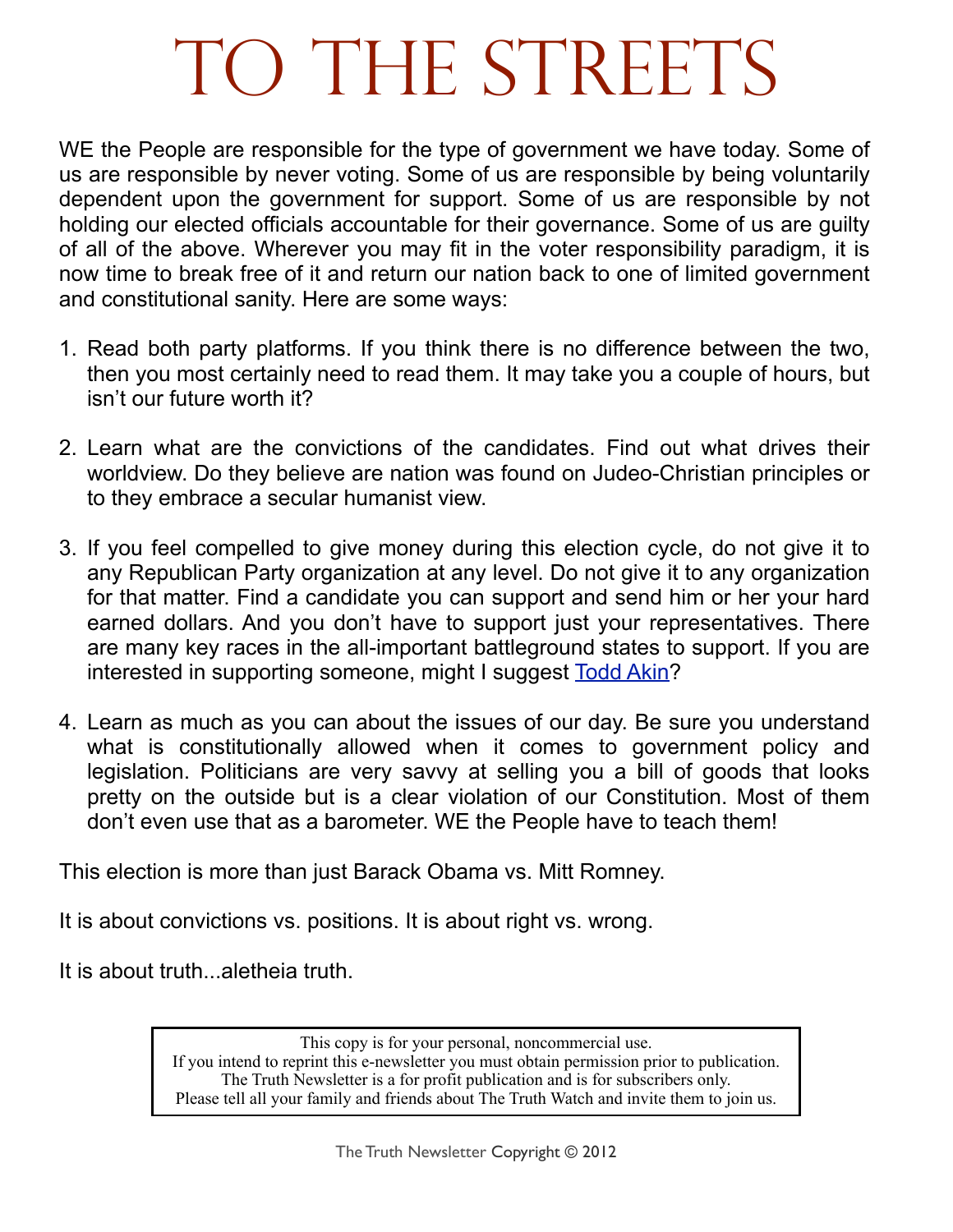# TO THE STREETS

WE the People are responsible for the type of government we have today. Some of us are responsible by never voting. Some of us are responsible by being voluntarily dependent upon the government for support. Some of us are responsible by not holding our elected officials accountable for their governance. Some of us are guilty of all of the above. Wherever you may fit in the voter responsibility paradigm, it is now time to break free of it and return our nation back to one of limited government and constitutional sanity. Here are some ways:

1. Read both party platforms. If you think there is no difference between the two, then you most certainly need to read them. It may take you a couple of hours, but isn't our future worth it?

2. Learn what are the convictions of the candidates. Find out what drives their worldview. Do they believe are nation was found on Judeo-Christian principles or to they embrace a secular humanist view.

3. If you feel compelled to give money during this election cycle, do not give it to any Republican Party organization at any level. Do not give it to any organization for that matter. Find a candidate you can support and send him or her your hard earned dollars. And you don't have to support just your representatives. There are many key races in the all-important battleground states to support. If you are interested in supporting someone, might I suggest Todd Akin?

4. Learn as much as you can about the issues of our day. Be sure you understand what is constitutionally allowed when it comes to government policy and legislation. Politicians are very savvy at selling you a bill of goods that looks pretty on the outside but is a clear violation of our Constitution. Most of them don't even use that as a barometer. WE the People have to teach them!

This election is more than just Barack Obama vs. Mitt Romney.

It is about convictions vs. positions. It is about right vs. wrong.

It is about truth...aletheia truth.

This copy is for your personal, noncommercial use.
If you intend to reprint this e-newsletter you must obtain permission prior to publication.
The Truth Newsletter is a for profit publication and is for subscribers only.
Please tell all your family and friends about The Truth Watch and invite them to join us.

The Truth Newsletter Copyright © 2012